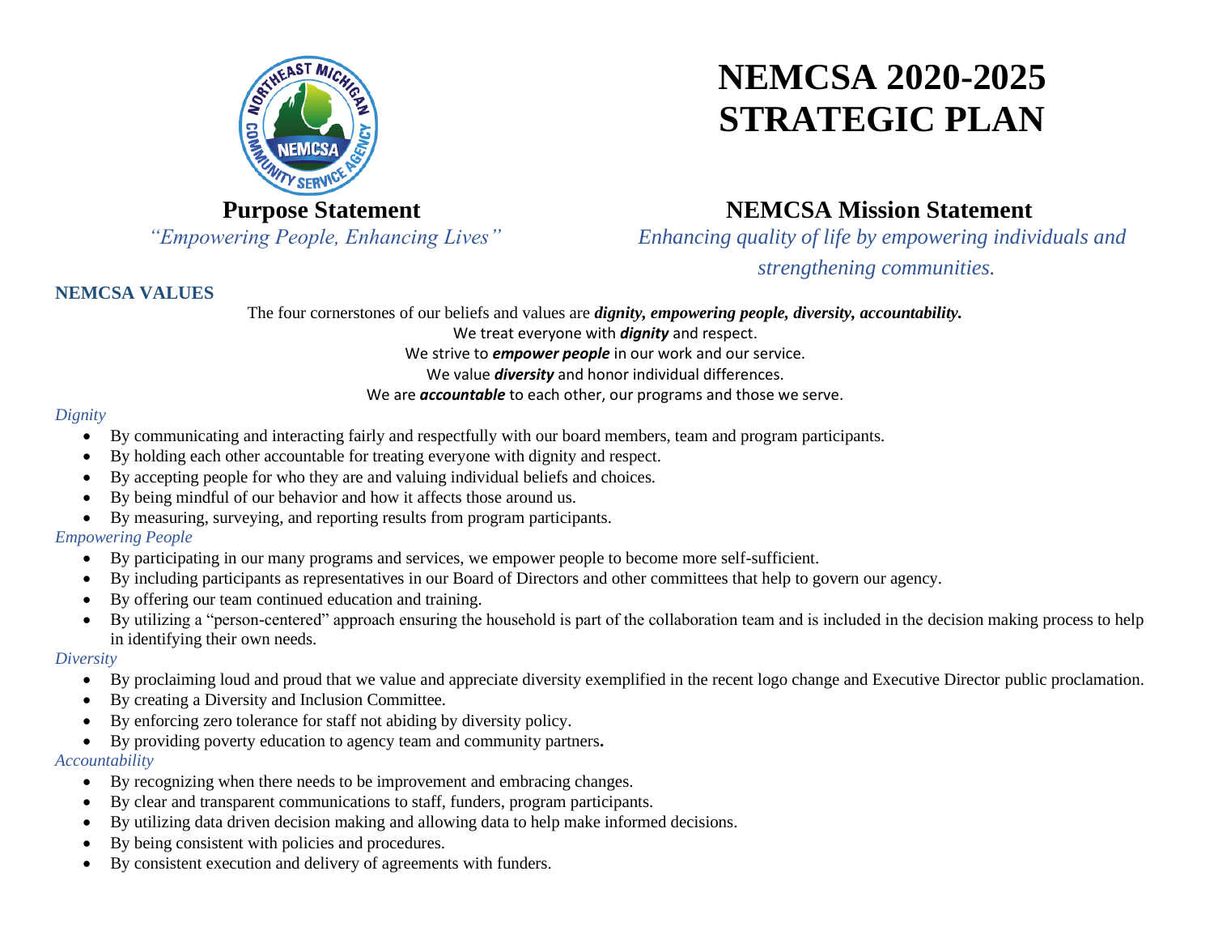# NEMCSA 2020-2025 STRATEGIC PLAN

## Purpose Statement

*"Empowering People, Enhancing Lives"*

## NEMCSA Mission Statement

*Enhancing quality of life by empowering individuals and strengthening communities.*

### NEMCSA VALUES

The four cornerstones of our beliefs and values are ***dignity, empowering people, diversity, accountability.***

We treat everyone with ***dignity*** and respect.

We strive to ***empower people*** in our work and our service.

We value ***diversity*** and honor individual differences.

We are ***accountable*** to each other, our programs and those we serve.

*Dignity*

- By communicating and interacting fairly and respectfully with our board members, team and program participants.
- By holding each other accountable for treating everyone with dignity and respect.
- By accepting people for who they are and valuing individual beliefs and choices.
- By being mindful of our behavior and how it affects those around us.
- By measuring, surveying, and reporting results from program participants.

*Empowering People*

- By participating in our many programs and services, we empower people to become more self-sufficient.
- By including participants as representatives in our Board of Directors and other committees that help to govern our agency.
- By offering our team continued education and training.
- By utilizing a "person-centered" approach ensuring the household is part of the collaboration team and is included in the decision making process to help in identifying their own needs.

*Diversity*

- By proclaiming loud and proud that we value and appreciate diversity exemplified in the recent logo change and Executive Director public proclamation.
- By creating a Diversity and Inclusion Committee.
- By enforcing zero tolerance for staff not abiding by diversity policy.
- By providing poverty education to agency team and community partners**.**

*Accountability*

- By recognizing when there needs to be improvement and embracing changes.
- By clear and transparent communications to staff, funders, program participants.
- By utilizing data driven decision making and allowing data to help make informed decisions.
- By being consistent with policies and procedures.
- By consistent execution and delivery of agreements with funders.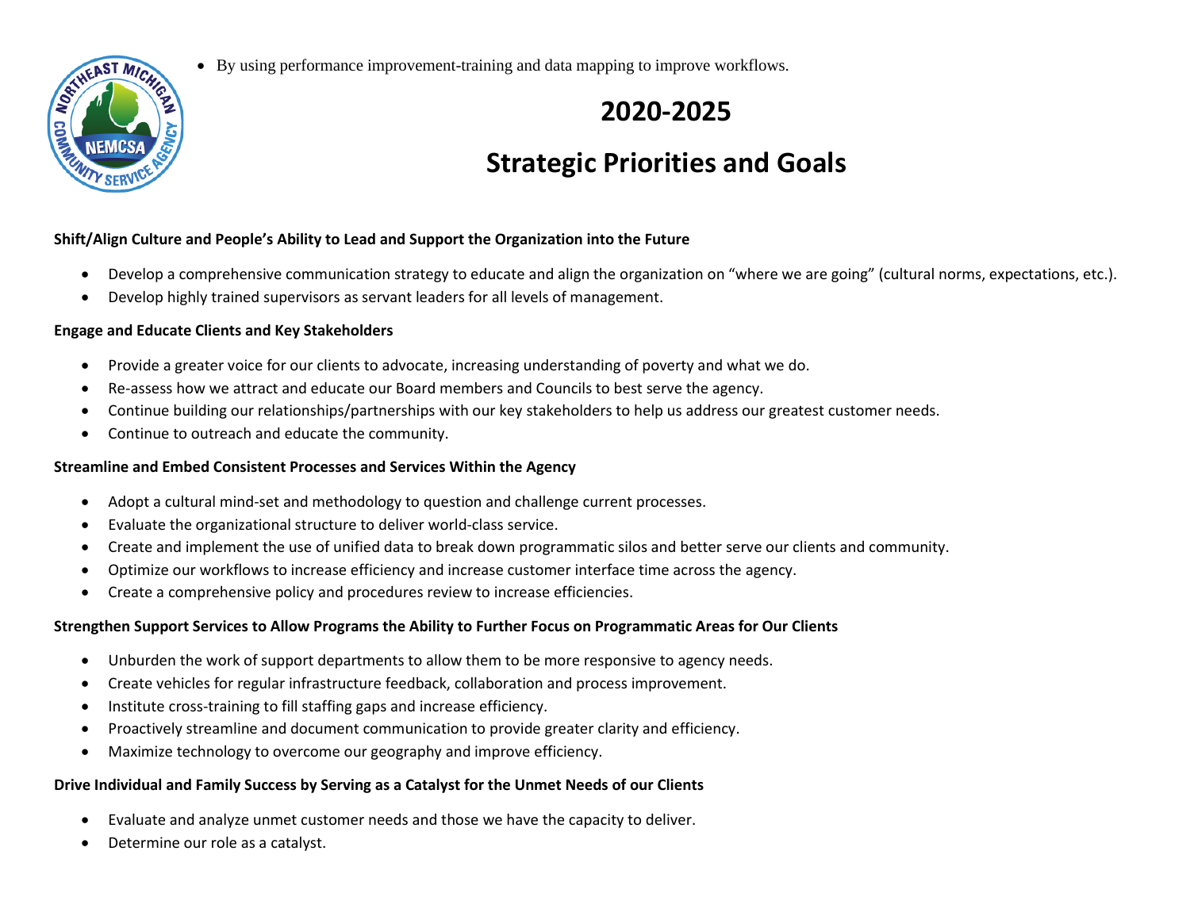- By using performance improvement-training and data mapping to improve workflows.

# 2020-2025

# Strategic Priorities and Goals

**Shift/Align Culture and People's Ability to Lead and Support the Organization into the Future**

- Develop a comprehensive communication strategy to educate and align the organization on "where we are going" (cultural norms, expectations, etc.).
- Develop highly trained supervisors as servant leaders for all levels of management.

**Engage and Educate Clients and Key Stakeholders**

- Provide a greater voice for our clients to advocate, increasing understanding of poverty and what we do.
- Re-assess how we attract and educate our Board members and Councils to best serve the agency.
- Continue building our relationships/partnerships with our key stakeholders to help us address our greatest customer needs.
- Continue to outreach and educate the community.

**Streamline and Embed Consistent Processes and Services Within the Agency**

- Adopt a cultural mind-set and methodology to question and challenge current processes.
- Evaluate the organizational structure to deliver world-class service.
- Create and implement the use of unified data to break down programmatic silos and better serve our clients and community.
- Optimize our workflows to increase efficiency and increase customer interface time across the agency.
- Create a comprehensive policy and procedures review to increase efficiencies.

**Strengthen Support Services to Allow Programs the Ability to Further Focus on Programmatic Areas for Our Clients**

- Unburden the work of support departments to allow them to be more responsive to agency needs.
- Create vehicles for regular infrastructure feedback, collaboration and process improvement.
- Institute cross-training to fill staffing gaps and increase efficiency.
- Proactively streamline and document communication to provide greater clarity and efficiency.
- Maximize technology to overcome our geography and improve efficiency.

**Drive Individual and Family Success by Serving as a Catalyst for the Unmet Needs of our Clients**

- Evaluate and analyze unmet customer needs and those we have the capacity to deliver.
- Determine our role as a catalyst.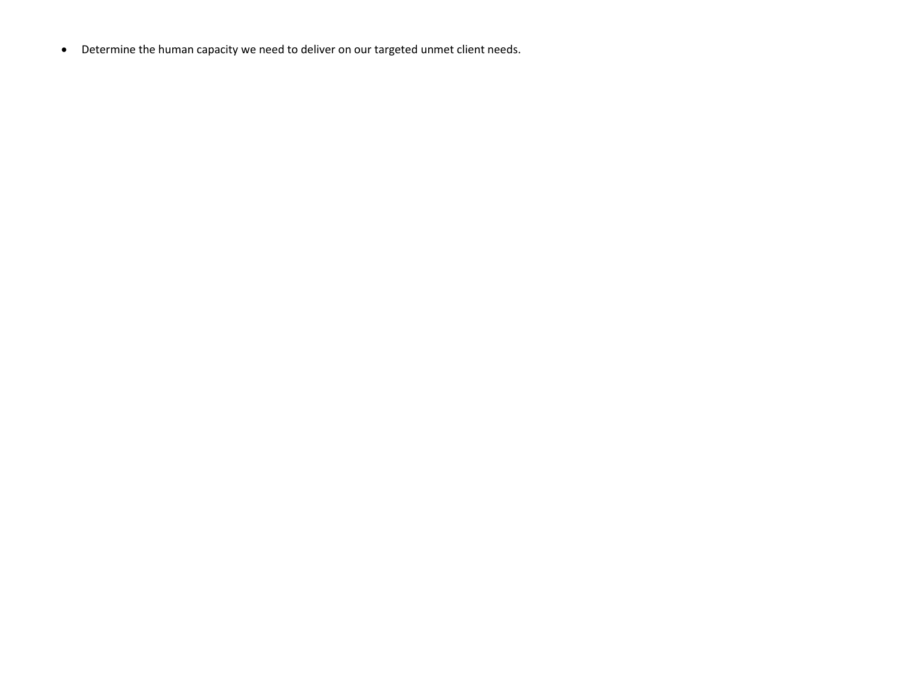- Determine the human capacity we need to deliver on our targeted unmet client needs.